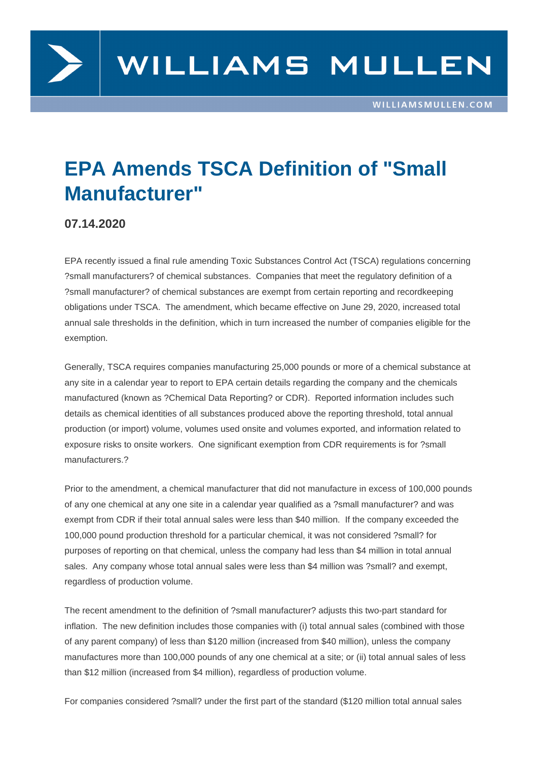# EPA Amends TSCA Definition of "Small Manufacturer"

**07.14.2020**

EPA recently issued a final rule amending Toxic Substances Control Act (TSCA) regulations concerning ?small manufacturers? of chemical substances. Companies that meet the regulatory definition of a ?small manufacturer? of chemical substances are exempt from certain reporting and recordkeeping obligations under TSCA. The amendment, which became effective on June 29, 2020, increased total annual sale thresholds in the definition, which in turn increased the number of companies eligible for the exemption.

Generally, TSCA requires companies manufacturing 25,000 pounds or more of a chemical substance at any site in a calendar year to report to EPA certain details regarding the company and the chemicals manufactured (known as ?Chemical Data Reporting? or CDR). Reported information includes such details as chemical identities of all substances produced above the reporting threshold, total annual production (or import) volume, volumes used onsite and volumes exported, and information related to exposure risks to onsite workers. One significant exemption from CDR requirements is for ?small manufacturers.?

Prior to the amendment, a chemical manufacturer that did not manufacture in excess of 100,000 pounds of any one chemical at any one site in a calendar year qualified as a ?small manufacturer? and was exempt from CDR if their total annual sales were less than $40 million. If the company exceeded the 100,000 pound production threshold for a particular chemical, it was not considered ?small? for purposes of reporting on that chemical, unless the company had less than $4 million in total annual sales. Any company whose total annual sales were less than $4 million was ?small? and exempt, regardless of production volume.

The recent amendment to the definition of ?small manufacturer? adjusts this two-part standard for inflation. The new definition includes those companies with (i) total annual sales (combined with those of any parent company) of less than $120 million (increased from $40 million), unless the company manufactures more than 100,000 pounds of any one chemical at a site; or (ii) total annual sales of less than $12 million (increased from $4 million), regardless of production volume.

For companies considered ?small? under the first part of the standard ($120 million total annual sales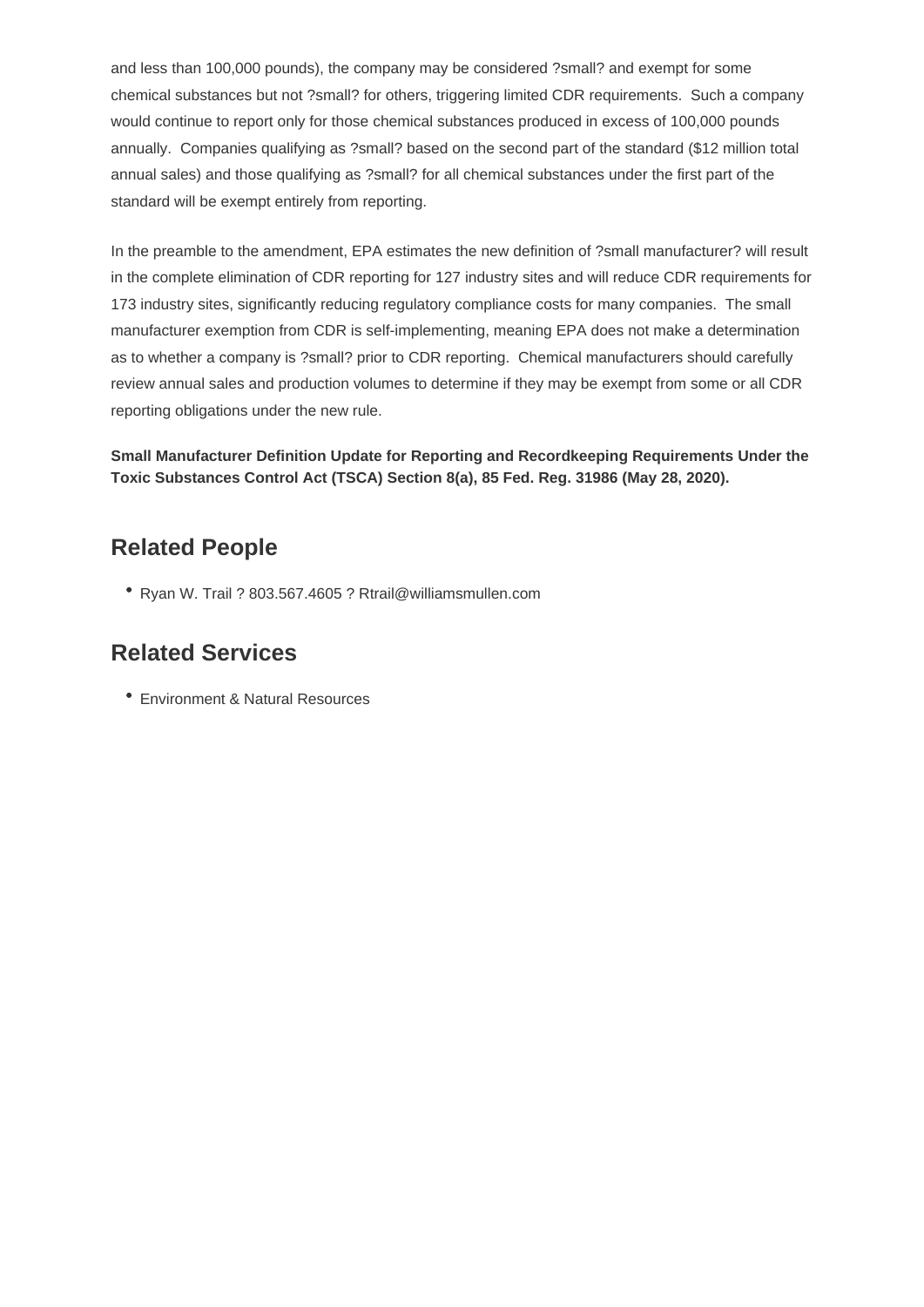and less than 100,000 pounds), the company may be considered ?small? and exempt for some chemical substances but not ?small? for others, triggering limited CDR requirements.  Such a company would continue to report only for those chemical substances produced in excess of 100,000 pounds annually.  Companies qualifying as ?small? based on the second part of the standard ($12 million total annual sales) and those qualifying as ?small? for all chemical substances under the first part of the standard will be exempt entirely from reporting.

In the preamble to the amendment, EPA estimates the new definition of ?small manufacturer? will result in the complete elimination of CDR reporting for 127 industry sites and will reduce CDR requirements for 173 industry sites, significantly reducing regulatory compliance costs for many companies.  The small manufacturer exemption from CDR is self-implementing, meaning EPA does not make a determination as to whether a company is ?small? prior to CDR reporting.  Chemical manufacturers should carefully review annual sales and production volumes to determine if they may be exempt from some or all CDR reporting obligations under the new rule.

**Small Manufacturer Definition Update for Reporting and Recordkeeping Requirements Under the Toxic Substances Control Act (TSCA) Section 8(a), 85 Fed. Reg. 31986 (May 28, 2020).**

## Related People

- Ryan W. Trail ? 803.567.4605 ? Rtrail@williamsmullen.com

## Related Services

- Environment & Natural Resources